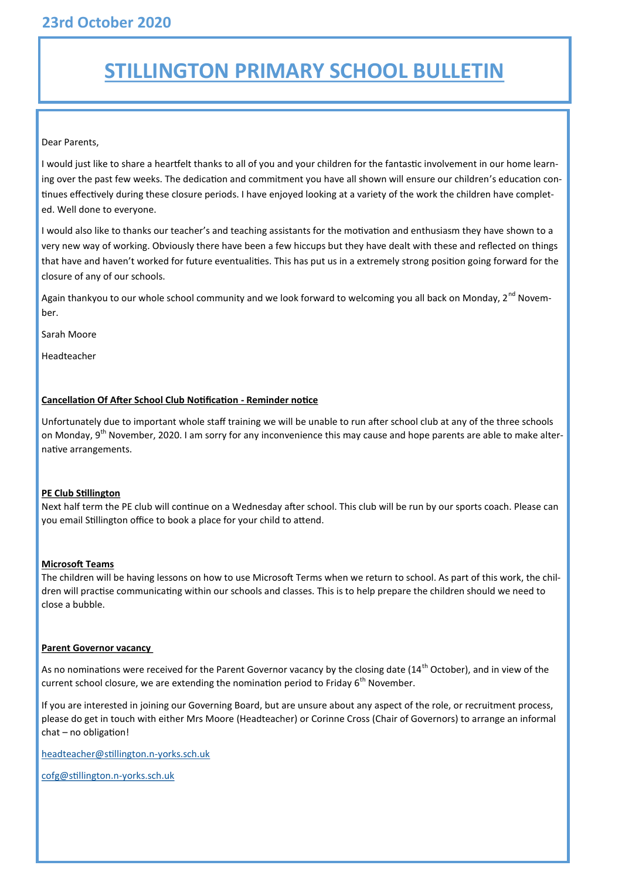## 23rd October 2020

# STILLINGTON PRIMARY SCHOOL BULLETIN

Dear Parents,

I would just like to share a heartfelt thanks to all of you and your children for the fantastic involvement in our home learning over the past few weeks. The dedication and commitment you have all shown will ensure our children's education continues effectively during these closure periods. I have enjoyed looking at a variety of the work the children have completed. Well done to everyone.

I would also like to thanks our teacher's and teaching assistants for the motivation and enthusiasm they have shown to a very new way of working. Obviously there have been a few hiccups but they have dealt with these and reflected on things that have and haven't worked for future eventualities. This has put us in a extremely strong position going forward for the closure of any of our schools.

Again thankyou to our whole school community and we look forward to welcoming you all back on Monday, 2nd November.

Sarah Moore

Headteacher

**Cancellation Of After School Club Notification - Reminder notice**

Unfortunately due to important whole staff training we will be unable to run after school club at any of the three schools on Monday, 9th November, 2020. I am sorry for any inconvenience this may cause and hope parents are able to make alternative arrangements.

**PE Club Stillington**

Next half term the PE club will continue on a Wednesday after school. This club will be run by our sports coach. Please can you email Stillington office to book a place for your child to attend.

**Microsoft Teams**

The children will be having lessons on how to use Microsoft Terms when we return to school. As part of this work, the children will practise communicating within our schools and classes. This is to help prepare the children should we need to close a bubble.

**Parent Governor vacancy**

As no nominations were received for the Parent Governor vacancy by the closing date (14th October), and in view of the current school closure, we are extending the nomination period to Friday 6th November.

If you are interested in joining our Governing Board, but are unsure about any aspect of the role, or recruitment process, please do get in touch with either Mrs Moore (Headteacher) or Corinne Cross (Chair of Governors) to arrange an informal chat – no obligation!

headteacher@stillington.n-yorks.sch.uk

cofg@stillington.n-yorks.sch.uk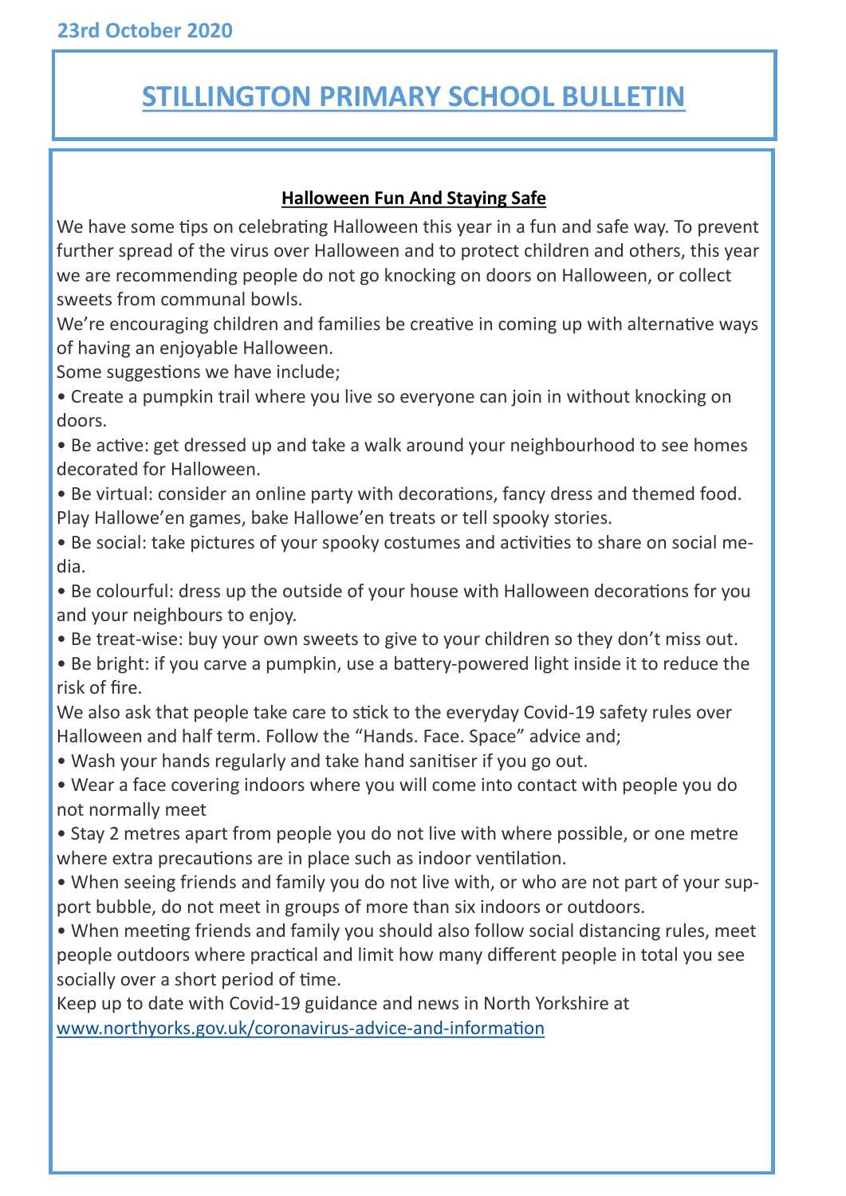23rd October 2020

# STILLINGTON PRIMARY SCHOOL BULLETIN

**Halloween Fun And Staying Safe**

We have some tips on celebrating Halloween this year in a fun and safe way. To prevent further spread of the virus over Halloween and to protect children and others, this year we are recommending people do not go knocking on doors on Halloween, or collect sweets from communal bowls.

We're encouraging children and families be creative in coming up with alternative ways of having an enjoyable Halloween.

Some suggestions we have include;

- Create a pumpkin trail where you live so everyone can join in without knocking on doors.
- Be active: get dressed up and take a walk around your neighbourhood to see homes decorated for Halloween.
- Be virtual: consider an online party with decorations, fancy dress and themed food. Play Hallowe'en games, bake Hallowe'en treats or tell spooky stories.
- Be social: take pictures of your spooky costumes and activities to share on social media.
- Be colourful: dress up the outside of your house with Halloween decorations for you and your neighbours to enjoy.
- Be treat-wise: buy your own sweets to give to your children so they don't miss out.
- Be bright: if you carve a pumpkin, use a battery-powered light inside it to reduce the risk of fire.

We also ask that people take care to stick to the everyday Covid-19 safety rules over Halloween and half term. Follow the "Hands. Face. Space" advice and;

- Wash your hands regularly and take hand sanitiser if you go out.
- Wear a face covering indoors where you will come into contact with people you do not normally meet
- Stay 2 metres apart from people you do not live with where possible, or one metre where extra precautions are in place such as indoor ventilation.
- When seeing friends and family you do not live with, or who are not part of your support bubble, do not meet in groups of more than six indoors or outdoors.
- When meeting friends and family you should also follow social distancing rules, meet people outdoors where practical and limit how many different people in total you see socially over a short period of time.

Keep up to date with Covid-19 guidance and news in North Yorkshire at [www.northyorks.gov.uk/coronavirus-advice-and-information](www.northyorks.gov.uk/coronavirus-advice-and-information)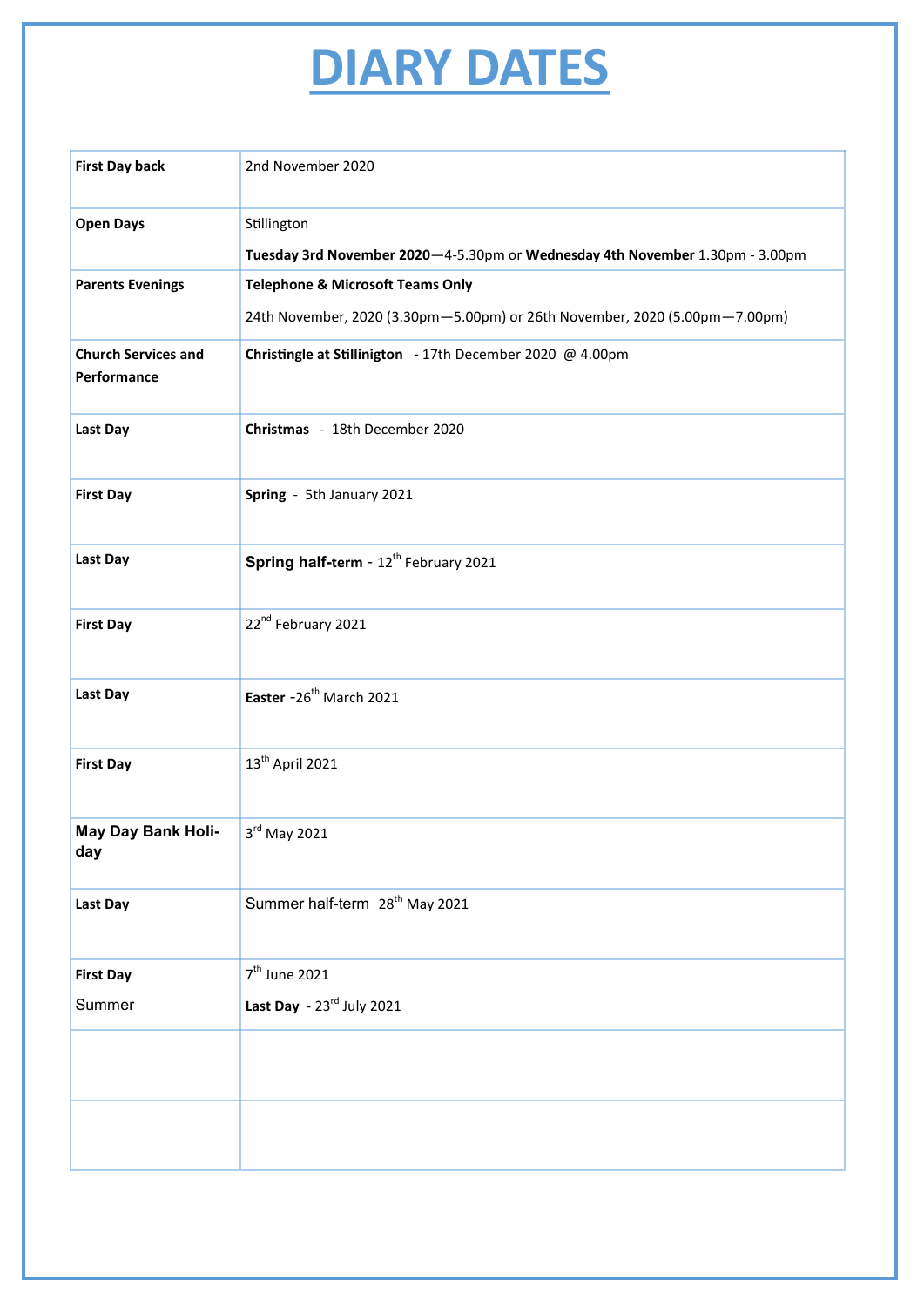# DIARY DATES

| | |
|---|---|
| **First Day back** | 2nd November 2020 |
| **Open Days** | Stillington<br>**Tuesday 3rd November 2020**—4-5.30pm or **Wednesday 4th November** 1.30pm - 3.00pm |
| **Parents Evenings** | **Telephone & Microsoft Teams Only**<br>24th November, 2020 (3.30pm—5.00pm) or 26th November, 2020 (5.00pm—7.00pm) |
| **Church Services and Performance** | **Christingle at Stillinigton - ** 17th December 2020 @ 4.00pm |
| **Last Day** | **Christmas** - 18th December 2020 |
| **First Day** | **Spring** - 5th January 2021 |
| **Last Day** | **Spring half-term** - 12th February 2021 |
| **First Day** | 22nd February 2021 |
| **Last Day** | **Easter** -26th March 2021 |
| **First Day** | 13th April 2021 |
| **May Day Bank Holiday** | 3rd May 2021 |
| **Last Day** | Summer half-term 28th May 2021 |
| **First Day**<br>Summer | 7th June 2021<br>**Last Day** - 23rd July 2021 |
| | |
| | |